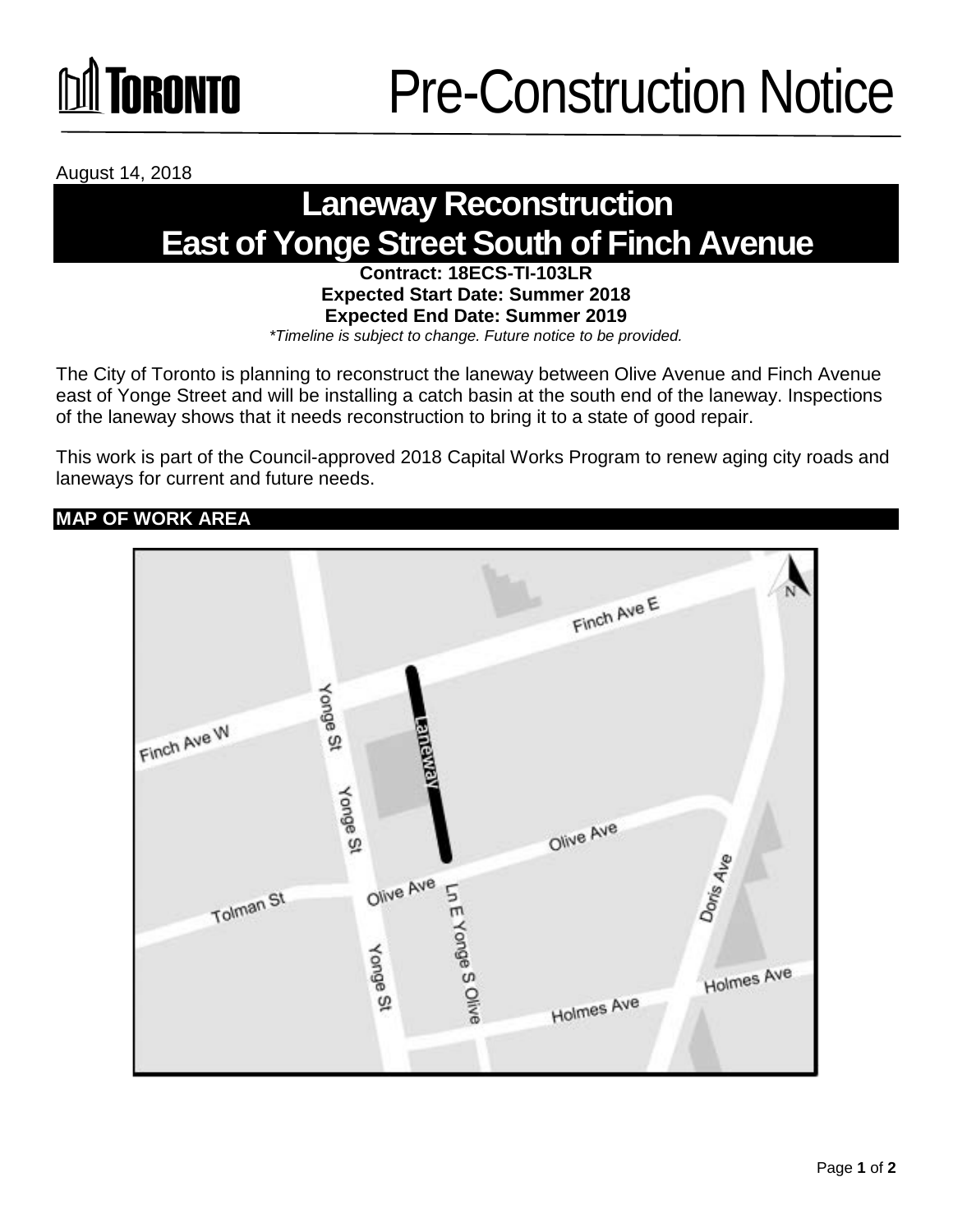# Pre-Construction Notice

August 14, 2018

## Laneway Reconstruction East of Yonge Street South of Finch Avenue

**Contract: 18ECS-TI-103LR**
**Expected Start Date: Summer 2018**
**Expected End Date: Summer 2019**

*\*Timeline is subject to change. Future notice to be provided.*

The City of Toronto is planning to reconstruct the laneway between Olive Avenue and Finch Avenue east of Yonge Street and will be installing a catch basin at the south end of the laneway. Inspections of the laneway shows that it needs reconstruction to bring it to a state of good repair.

This work is part of the Council-approved 2018 Capital Works Program to renew aging city roads and laneways for current and future needs.

### MAP OF WORK AREA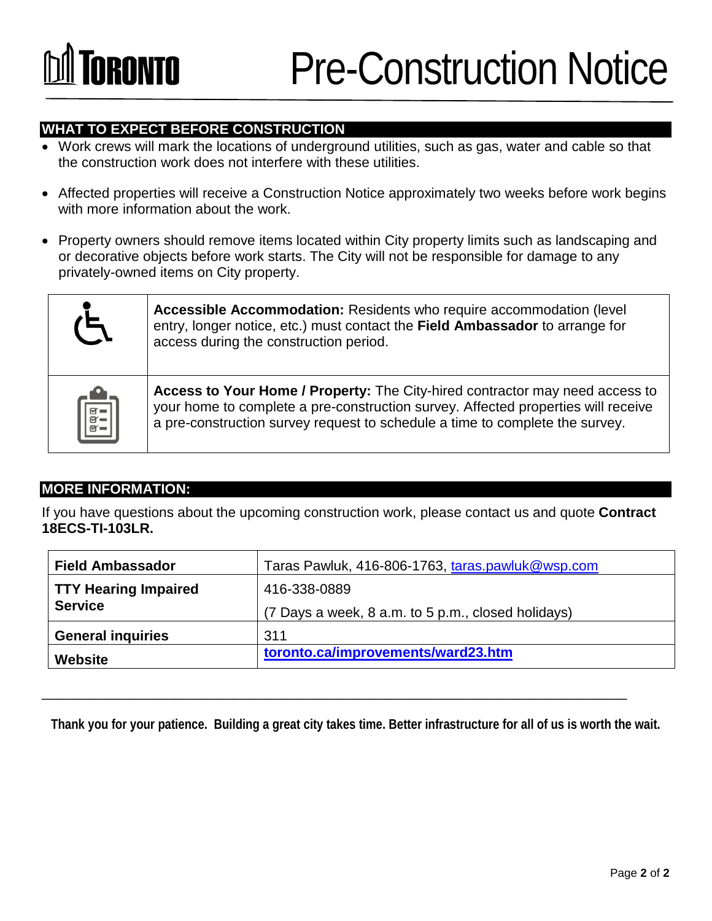# Toronto Pre-Construction Notice

## WHAT TO EXPECT BEFORE CONSTRUCTION

- Work crews will mark the locations of underground utilities, such as gas, water and cable so that the construction work does not interfere with these utilities.
- Affected properties will receive a Construction Notice approximately two weeks before work begins with more information about the work.
- Property owners should remove items located within City property limits such as landscaping and or decorative objects before work starts. The City will not be responsible for damage to any privately-owned items on City property.

| | |
|---|---|
| | **Accessible Accommodation:** Residents who require accommodation (level entry, longer notice, etc.) must contact the **Field Ambassador** to arrange for access during the construction period. |
| | **Access to Your Home / Property:** The City-hired contractor may need access to your home to complete a pre-construction survey. Affected properties will receive a pre-construction survey request to schedule a time to complete the survey. |

## MORE INFORMATION:

If you have questions about the upcoming construction work, please contact us and quote **Contract 18ECS-TI-103LR.**

| | |
|---|---|
| **Field Ambassador** | Taras Pawluk, 416-806-1763, taras.pawluk@wsp.com |
| **TTY Hearing Impaired Service** | 416-338-0889<br>(7 Days a week, 8 a.m. to 5 p.m., closed holidays) |
| **General inquiries** | 311 |
| **Website** | **toronto.ca/improvements/ward23.htm** |

---

**Thank you for your patience. Building a great city takes time. Better infrastructure for all of us is worth the wait.**